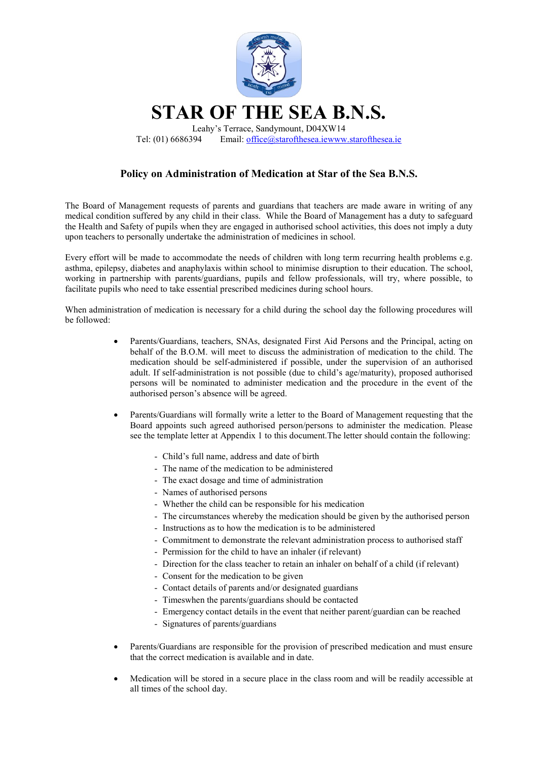# STAR OF THE SEA B.N.S.

Leahy's Terrace, Sandymount, D04XW14
Tel: (01) 6686394 Email: office@starofthesea.iewww.starofthesea.ie

## Policy on Administration of Medication at Star of the Sea B.N.S.

The Board of Management requests of parents and guardians that teachers are made aware in writing of any medical condition suffered by any child in their class. While the Board of Management has a duty to safeguard the Health and Safety of pupils when they are engaged in authorised school activities, this does not imply a duty upon teachers to personally undertake the administration of medicines in school.

Every effort will be made to accommodate the needs of children with long term recurring health problems e.g. asthma, epilepsy, diabetes and anaphylaxis within school to minimise disruption to their education. The school, working in partnership with parents/guardians, pupils and fellow professionals, will try, where possible, to facilitate pupils who need to take essential prescribed medicines during school hours.

When administration of medication is necessary for a child during the school day the following procedures will be followed:

- Parents/Guardians, teachers, SNAs, designated First Aid Persons and the Principal, acting on behalf of the B.O.M. will meet to discuss the administration of medication to the child. The medication should be self-administered if possible, under the supervision of an authorised adult. If self-administration is not possible (due to child's age/maturity), proposed authorised persons will be nominated to administer medication and the procedure in the event of the authorised person's absence will be agreed.

- Parents/Guardians will formally write a letter to the Board of Management requesting that the Board appoints such agreed authorised person/persons to administer the medication. Please see the template letter at Appendix 1 to this document.The letter should contain the following:

    - Child's full name, address and date of birth
    - The name of the medication to be administered
    - The exact dosage and time of administration
    - Names of authorised persons
    - Whether the child can be responsible for his medication
    - The circumstances whereby the medication should be given by the authorised person
    - Instructions as to how the medication is to be administered
    - Commitment to demonstrate the relevant administration process to authorised staff
    - Permission for the child to have an inhaler (if relevant)
    - Direction for the class teacher to retain an inhaler on behalf of a child (if relevant)
    - Consent for the medication to be given
    - Contact details of parents and/or designated guardians
    - Timeswhen the parents/guardians should be contacted
    - Emergency contact details in the event that neither parent/guardian can be reached
    - Signatures of parents/guardians

- Parents/Guardians are responsible for the provision of prescribed medication and must ensure that the correct medication is available and in date.

- Medication will be stored in a secure place in the class room and will be readily accessible at all times of the school day.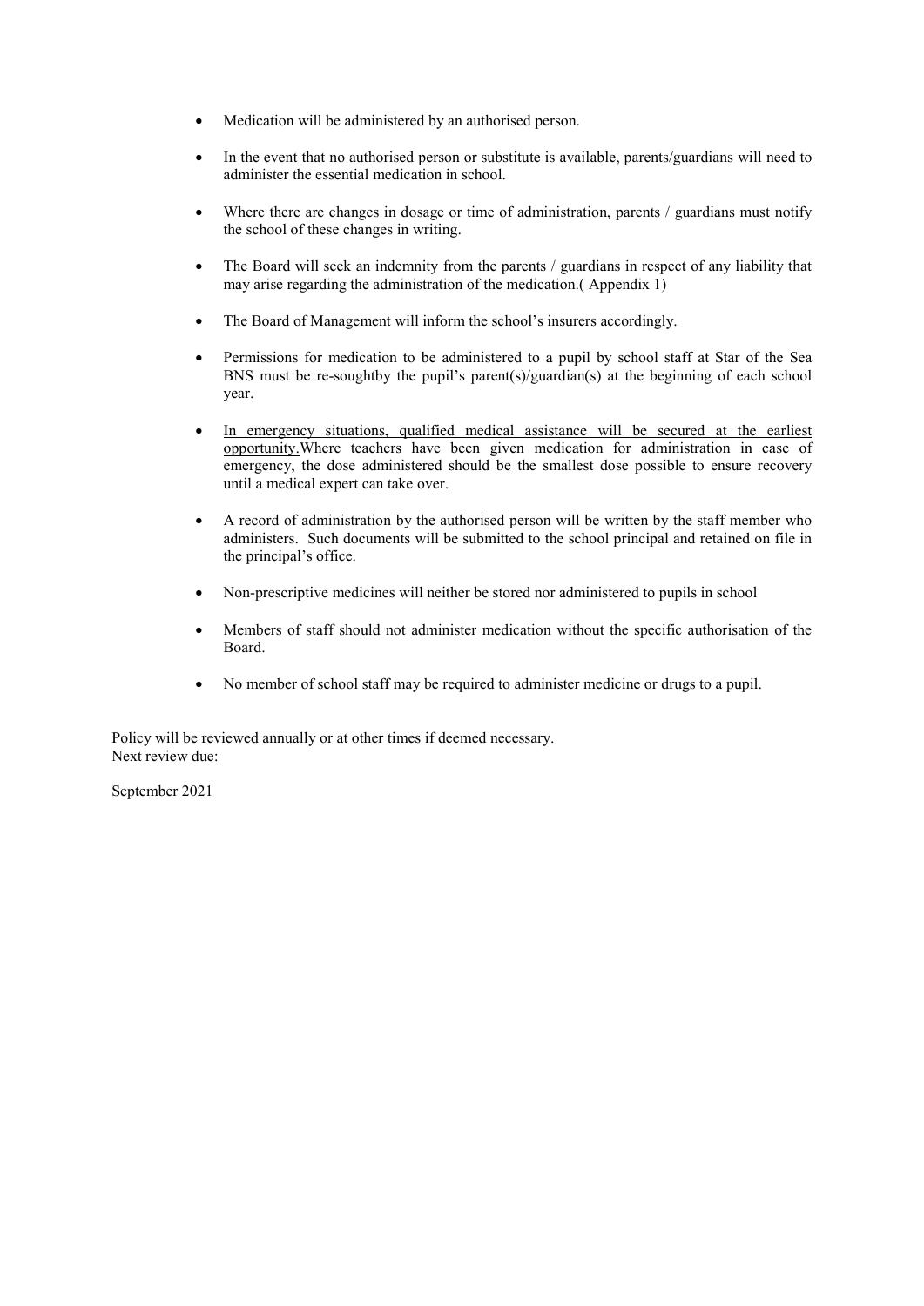- Medication will be administered by an authorised person.
- In the event that no authorised person or substitute is available, parents/guardians will need to administer the essential medication in school.
- Where there are changes in dosage or time of administration, parents / guardians must notify the school of these changes in writing.
- The Board will seek an indemnity from the parents / guardians in respect of any liability that may arise regarding the administration of the medication.( Appendix 1)
- The Board of Management will inform the school's insurers accordingly.
- Permissions for medication to be administered to a pupil by school staff at Star of the Sea BNS must be re-soughtby the pupil's parent(s)/guardian(s) at the beginning of each school year.
- <u>In emergency situations, qualified medical assistance will be secured at the earliest opportunity.</u>Where teachers have been given medication for administration in case of emergency, the dose administered should be the smallest dose possible to ensure recovery until a medical expert can take over.
- A record of administration by the authorised person will be written by the staff member who administers. Such documents will be submitted to the school principal and retained on file in the principal's office.
- Non-prescriptive medicines will neither be stored nor administered to pupils in school
- Members of staff should not administer medication without the specific authorisation of the Board.
- No member of school staff may be required to administer medicine or drugs to a pupil.

Policy will be reviewed annually or at other times if deemed necessary.
Next review due:

September 2021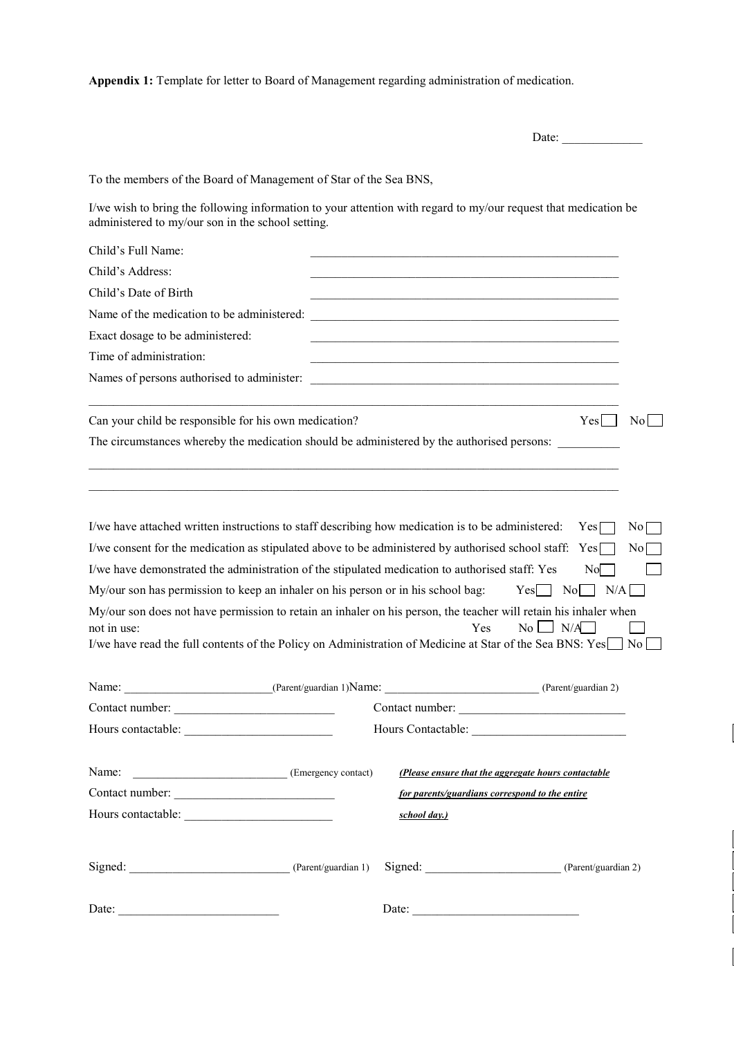**Appendix 1:** Template for letter to Board of Management regarding administration of medication.

Date: _____________

To the members of the Board of Management of Star of the Sea BNS,

I/we wish to bring the following information to your attention with regard to my/our request that medication be administered to my/our son in the school setting.

Child's Full Name: ____________________________________________________

Child's Address: ____________________________________________________

Child's Date of Birth ____________________________________________________

Name of the medication to be administered: ____________________________________________________

Exact dosage to be administered: ____________________________________________________

Time of administration: ____________________________________________________

Names of persons authorised to administer: ____________________________________________________

____________________________________________________________________________________

Can your child be responsible for his own medication? Yes ☐ No ☐

The circumstances whereby the medication should be administered by the authorised persons: __________

____________________________________________________________________________________

____________________________________________________________________________________

I/we have attached written instructions to staff describing how medication is to be administered: Yes ☐ No ☐

I/we consent for the medication as stipulated above to be administered by authorised school staff: Yes ☐ No ☐

I/we have demonstrated the administration of the stipulated medication to authorised staff: Yes No ☐ ☐

My/our son has permission to keep an inhaler on his person or in his school bag: Yes ☐ No ☐ N/A ☐

My/our son does not have permission to retain an inhaler on his person, the teacher will retain his inhaler when not in use: Yes No ☐ N/A ☐ ☐

I/we have read the full contents of the Policy on Administration of Medicine at Star of the Sea BNS: Yes ☐ No ☐

Name: ________________________ (Parent/guardian 1) Name: _________________________ (Parent/guardian 2)

Contact number: __________________________ Contact number: ___________________________

Hours contactable: ________________________ Hours Contactable: _________________________

Name: __________________________ (Emergency contact)

Contact number: __________________________

Hours contactable: ________________________

***(Please ensure that the aggregate hours contactable for parents/guardians correspond to the entire school day.)***

Signed: __________________________ (Parent/guardian 1) Signed: ______________________ (Parent/guardian 2)

Date: __________________________ Date: ___________________________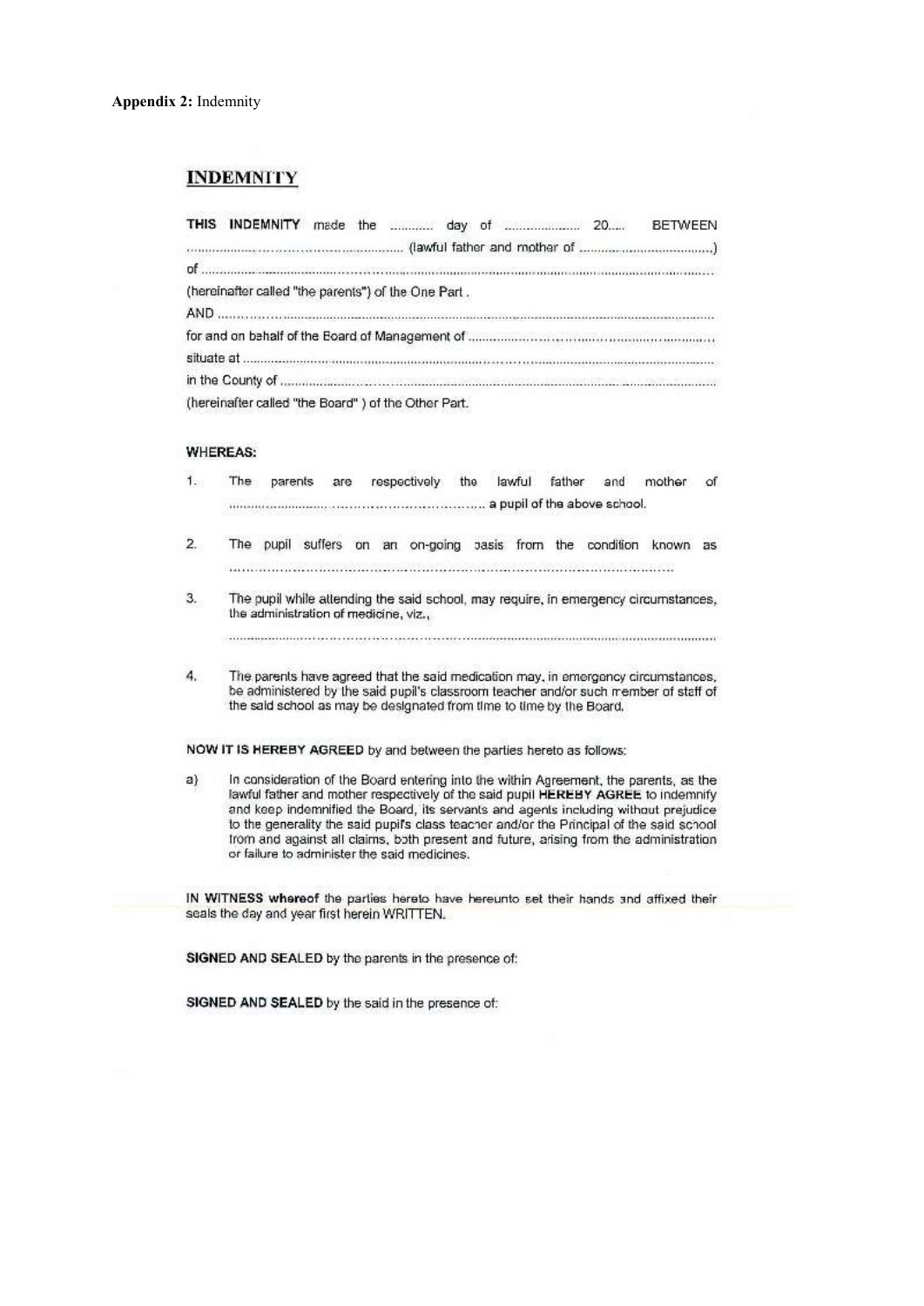**Appendix 2:** Indemnity

## INDEMNITY

**THIS INDEMNITY** made the ........... day of .................... 20..... BETWEEN ................................................................ (lawful father and mother of ................................)
of ...........................................................................................................................................
(hereinafter called "the parents") of the One Part .
AND ......................................................................................................................................
for and on behalf of the Board of Management of ..........................................................
situate at ...............................................................................................................................
in the County of ....................................................................................................................
(hereinafter called "the Board" ) of the Other Part.

**WHEREAS:**

1. The parents are respectively the lawful father and mother of ................................................................ a pupil of the above school.

2. The pupil suffers on an on-going basis from the condition known as ..........................................................................................................

3. The pupil while attending the said school, may require, in emergency circumstances, the administration of medicine, viz., ..........................................................................................................

4. The parents have agreed that the said medication may, in emergency circumstances, be administered by the said pupil's classroom teacher and/or such member of staff of the said school as may be designated from time to time by the Board.

**NOW IT IS HEREBY AGREED** by and between the parties hereto as follows:

a) In consideration of the Board entering into the within Agreement, the parents, as the lawful father and mother respectively of the said pupil **HEREBY AGREE** to indemnify and keep indemnified the Board, its servants and agents including without prejudice to the generality the said pupil's class teacher and/or the Principal of the said school from and against all claims, both present and future, arising from the administration or failure to administer the said medicines.

**IN WITNESS whereof** the parties hereto have hereunto set their hands and affixed their seals the day and year first herein WRITTEN.

**SIGNED AND SEALED** by the parents in the presence of:

**SIGNED AND SEALED** by the said in the presence of: